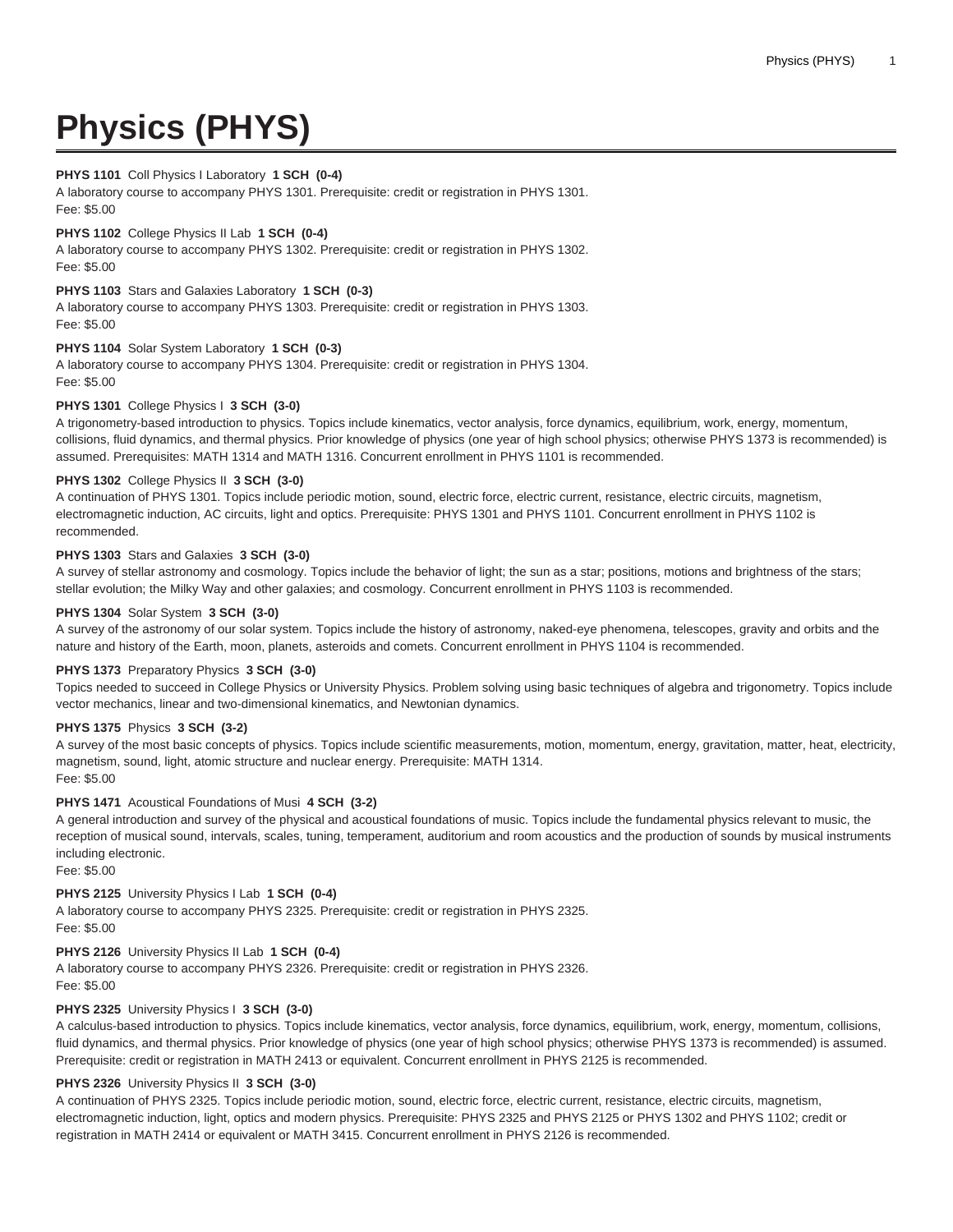# Physics (PHYS)

**PHYS 1101** Coll Physics I Laboratory **1 SCH (0-4)**
A laboratory course to accompany PHYS 1301. Prerequisite: credit or registration in PHYS 1301.
Fee: $5.00

**PHYS 1102** College Physics II Lab **1 SCH (0-4)**
A laboratory course to accompany PHYS 1302. Prerequisite: credit or registration in PHYS 1302.
Fee: $5.00

**PHYS 1103** Stars and Galaxies Laboratory **1 SCH (0-3)**
A laboratory course to accompany PHYS 1303. Prerequisite: credit or registration in PHYS 1303.
Fee: $5.00

**PHYS 1104** Solar System Laboratory **1 SCH (0-3)**
A laboratory course to accompany PHYS 1304. Prerequisite: credit or registration in PHYS 1304.
Fee: $5.00

**PHYS 1301** College Physics I **3 SCH (3-0)**
A trigonometry-based introduction to physics. Topics include kinematics, vector analysis, force dynamics, equilibrium, work, energy, momentum, collisions, fluid dynamics, and thermal physics. Prior knowledge of physics (one year of high school physics; otherwise PHYS 1373 is recommended) is assumed. Prerequisites: MATH 1314 and MATH 1316. Concurrent enrollment in PHYS 1101 is recommended.

**PHYS 1302** College Physics II **3 SCH (3-0)**
A continuation of PHYS 1301. Topics include periodic motion, sound, electric force, electric current, resistance, electric circuits, magnetism, electromagnetic induction, AC circuits, light and optics. Prerequisite: PHYS 1301 and PHYS 1101. Concurrent enrollment in PHYS 1102 is recommended.

**PHYS 1303** Stars and Galaxies **3 SCH (3-0)**
A survey of stellar astronomy and cosmology. Topics include the behavior of light; the sun as a star; positions, motions and brightness of the stars; stellar evolution; the Milky Way and other galaxies; and cosmology. Concurrent enrollment in PHYS 1103 is recommended.

**PHYS 1304** Solar System **3 SCH (3-0)**
A survey of the astronomy of our solar system. Topics include the history of astronomy, naked-eye phenomena, telescopes, gravity and orbits and the nature and history of the Earth, moon, planets, asteroids and comets. Concurrent enrollment in PHYS 1104 is recommended.

**PHYS 1373** Preparatory Physics **3 SCH (3-0)**
Topics needed to succeed in College Physics or University Physics. Problem solving using basic techniques of algebra and trigonometry. Topics include vector mechanics, linear and two-dimensional kinematics, and Newtonian dynamics.

**PHYS 1375** Physics **3 SCH (3-2)**
A survey of the most basic concepts of physics. Topics include scientific measurements, motion, momentum, energy, gravitation, matter, heat, electricity, magnetism, sound, light, atomic structure and nuclear energy. Prerequisite: MATH 1314.
Fee: $5.00

**PHYS 1471** Acoustical Foundations of Musi **4 SCH (3-2)**
A general introduction and survey of the physical and acoustical foundations of music. Topics include the fundamental physics relevant to music, the reception of musical sound, intervals, scales, tuning, temperament, auditorium and room acoustics and the production of sounds by musical instruments including electronic.
Fee: $5.00

**PHYS 2125** University Physics I Lab **1 SCH (0-4)**
A laboratory course to accompany PHYS 2325. Prerequisite: credit or registration in PHYS 2325.
Fee: $5.00

**PHYS 2126** University Physics II Lab **1 SCH (0-4)**
A laboratory course to accompany PHYS 2326. Prerequisite: credit or registration in PHYS 2326.
Fee: $5.00

**PHYS 2325** University Physics I **3 SCH (3-0)**
A calculus-based introduction to physics. Topics include kinematics, vector analysis, force dynamics, equilibrium, work, energy, momentum, collisions, fluid dynamics, and thermal physics. Prior knowledge of physics (one year of high school physics; otherwise PHYS 1373 is recommended) is assumed. Prerequisite: credit or registration in MATH 2413 or equivalent. Concurrent enrollment in PHYS 2125 is recommended.

**PHYS 2326** University Physics II **3 SCH (3-0)**
A continuation of PHYS 2325. Topics include periodic motion, sound, electric force, electric current, resistance, electric circuits, magnetism, electromagnetic induction, light, optics and modern physics. Prerequisite: PHYS 2325 and PHYS 2125 or PHYS 1302 and PHYS 1102; credit or registration in MATH 2414 or equivalent or MATH 3415. Concurrent enrollment in PHYS 2126 is recommended.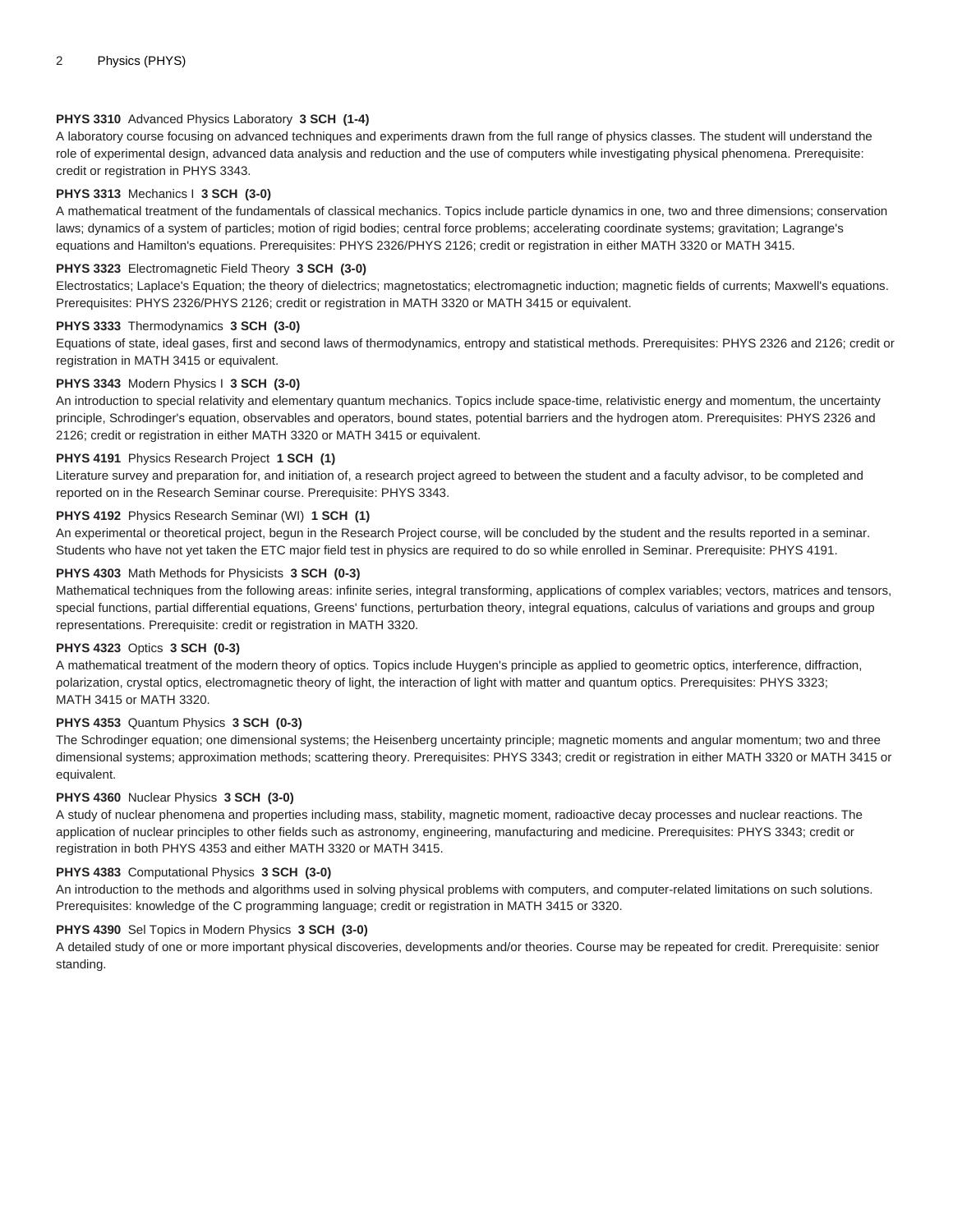**PHYS 3310** Advanced Physics Laboratory **3 SCH (1-4)**

A laboratory course focusing on advanced techniques and experiments drawn from the full range of physics classes. The student will understand the role of experimental design, advanced data analysis and reduction and the use of computers while investigating physical phenomena. Prerequisite: credit or registration in PHYS 3343.

**PHYS 3313** Mechanics I **3 SCH (3-0)**

A mathematical treatment of the fundamentals of classical mechanics. Topics include particle dynamics in one, two and three dimensions; conservation laws; dynamics of a system of particles; motion of rigid bodies; central force problems; accelerating coordinate systems; gravitation; Lagrange's equations and Hamilton's equations. Prerequisites: PHYS 2326/PHYS 2126; credit or registration in either MATH 3320 or MATH 3415.

**PHYS 3323** Electromagnetic Field Theory **3 SCH (3-0)**

Electrostatics; Laplace's Equation; the theory of dielectrics; magnetostatics; electromagnetic induction; magnetic fields of currents; Maxwell's equations. Prerequisites: PHYS 2326/PHYS 2126; credit or registration in MATH 3320 or MATH 3415 or equivalent.

**PHYS 3333** Thermodynamics **3 SCH (3-0)**

Equations of state, ideal gases, first and second laws of thermodynamics, entropy and statistical methods. Prerequisites: PHYS 2326 and 2126; credit or registration in MATH 3415 or equivalent.

**PHYS 3343** Modern Physics I **3 SCH (3-0)**

An introduction to special relativity and elementary quantum mechanics. Topics include space-time, relativistic energy and momentum, the uncertainty principle, Schrodinger's equation, observables and operators, bound states, potential barriers and the hydrogen atom. Prerequisites: PHYS 2326 and 2126; credit or registration in either MATH 3320 or MATH 3415 or equivalent.

**PHYS 4191** Physics Research Project **1 SCH (1)**

Literature survey and preparation for, and initiation of, a research project agreed to between the student and a faculty advisor, to be completed and reported on in the Research Seminar course. Prerequisite: PHYS 3343.

**PHYS 4192** Physics Research Seminar (WI) **1 SCH (1)**

An experimental or theoretical project, begun in the Research Project course, will be concluded by the student and the results reported in a seminar. Students who have not yet taken the ETC major field test in physics are required to do so while enrolled in Seminar. Prerequisite: PHYS 4191.

**PHYS 4303** Math Methods for Physicists **3 SCH (0-3)**

Mathematical techniques from the following areas: infinite series, integral transforming, applications of complex variables; vectors, matrices and tensors, special functions, partial differential equations, Greens' functions, perturbation theory, integral equations, calculus of variations and groups and group representations. Prerequisite: credit or registration in MATH 3320.

**PHYS 4323** Optics **3 SCH (0-3)**

A mathematical treatment of the modern theory of optics. Topics include Huygen's principle as applied to geometric optics, interference, diffraction, polarization, crystal optics, electromagnetic theory of light, the interaction of light with matter and quantum optics. Prerequisites: PHYS 3323; MATH 3415 or MATH 3320.

**PHYS 4353** Quantum Physics **3 SCH (0-3)**

The Schrodinger equation; one dimensional systems; the Heisenberg uncertainty principle; magnetic moments and angular momentum; two and three dimensional systems; approximation methods; scattering theory. Prerequisites: PHYS 3343; credit or registration in either MATH 3320 or MATH 3415 or equivalent.

**PHYS 4360** Nuclear Physics **3 SCH (3-0)**

A study of nuclear phenomena and properties including mass, stability, magnetic moment, radioactive decay processes and nuclear reactions. The application of nuclear principles to other fields such as astronomy, engineering, manufacturing and medicine. Prerequisites: PHYS 3343; credit or registration in both PHYS 4353 and either MATH 3320 or MATH 3415.

**PHYS 4383** Computational Physics **3 SCH (3-0)**

An introduction to the methods and algorithms used in solving physical problems with computers, and computer-related limitations on such solutions. Prerequisites: knowledge of the C programming language; credit or registration in MATH 3415 or 3320.

**PHYS 4390** Sel Topics in Modern Physics **3 SCH (3-0)**

A detailed study of one or more important physical discoveries, developments and/or theories. Course may be repeated for credit. Prerequisite: senior standing.